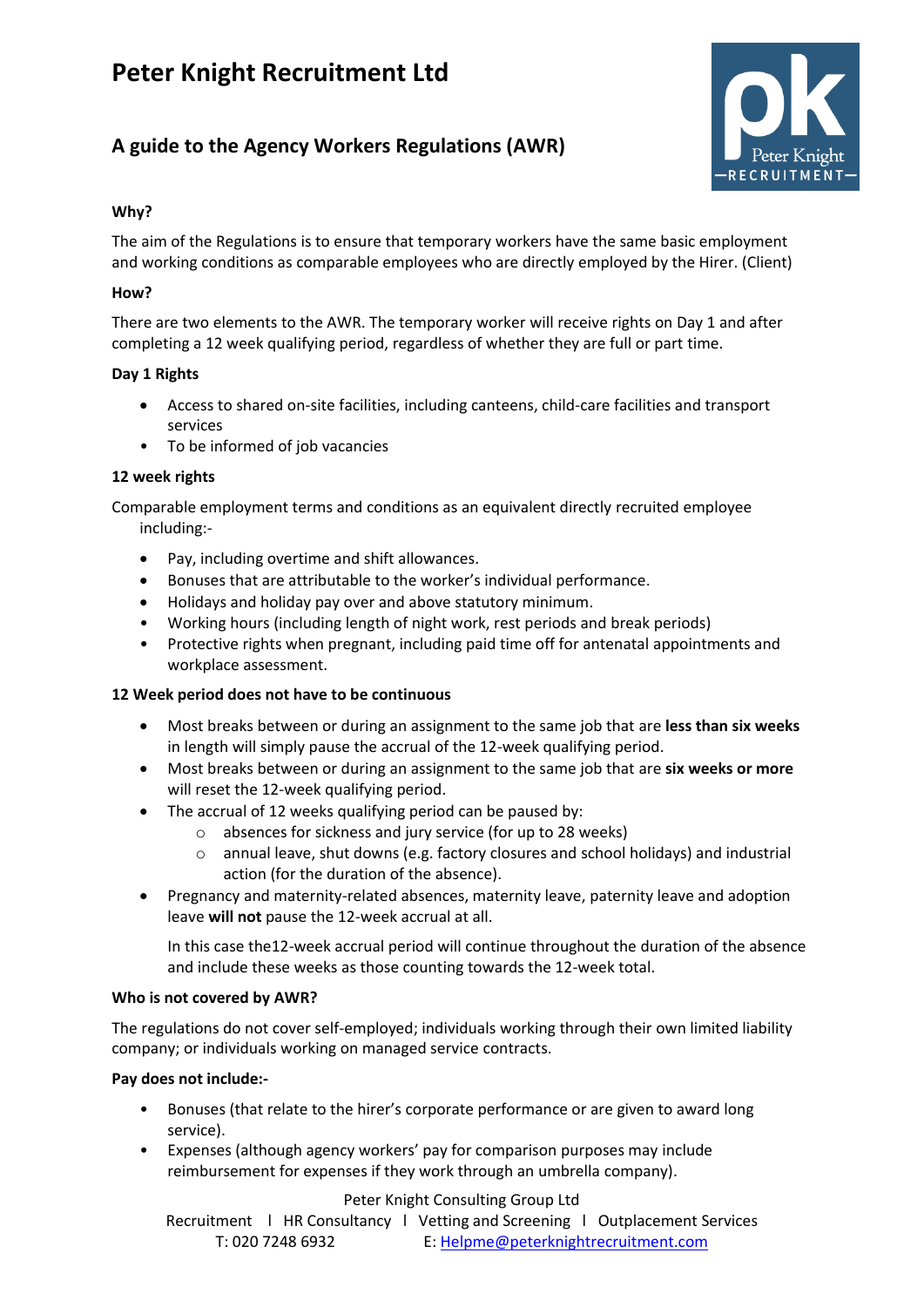# Peter Knight Recruitment Ltd

## A guide to the Agency Workers Regulations (AWR)

**Why?**

The aim of the Regulations is to ensure that temporary workers have the same basic employment and working conditions as comparable employees who are directly employed by the Hirer. (Client)

**How?**

There are two elements to the AWR. The temporary worker will receive rights on Day 1 and after completing a 12 week qualifying period, regardless of whether they are full or part time.

**Day 1 Rights**

- Access to shared on-site facilities, including canteens, child-care facilities and transport services
- To be informed of job vacancies

**12 week rights**

Comparable employment terms and conditions as an equivalent directly recruited employee including:-

- Pay, including overtime and shift allowances.
- Bonuses that are attributable to the worker's individual performance.
- Holidays and holiday pay over and above statutory minimum.
- Working hours (including length of night work, rest periods and break periods)
- Protective rights when pregnant, including paid time off for antenatal appointments and workplace assessment.

**12 Week period does not have to be continuous**

- Most breaks between or during an assignment to the same job that are **less than six weeks** in length will simply pause the accrual of the 12-week qualifying period.
- Most breaks between or during an assignment to the same job that are **six weeks or more** will reset the 12-week qualifying period.
- The accrual of 12 weeks qualifying period can be paused by:
    - absences for sickness and jury service (for up to 28 weeks)
    - annual leave, shut downs (e.g. factory closures and school holidays) and industrial action (for the duration of the absence).
- Pregnancy and maternity-related absences, maternity leave, paternity leave and adoption leave **will not** pause the 12-week accrual at all.

  In this case the12-week accrual period will continue throughout the duration of the absence and include these weeks as those counting towards the 12-week total.

**Who is not covered by AWR?**

The regulations do not cover self-employed; individuals working through their own limited liability company; or individuals working on managed service contracts.

**Pay does not include:-**

- Bonuses (that relate to the hirer's corporate performance or are given to award long service).
- Expenses (although agency workers' pay for comparison purposes may include reimbursement for expenses if they work through an umbrella company).

Peter Knight Consulting Group Ltd
Recruitment | HR Consultancy | Vetting and Screening | Outplacement Services
T: 020 7248 6932 E: Helpme@peterknightrecruitment.com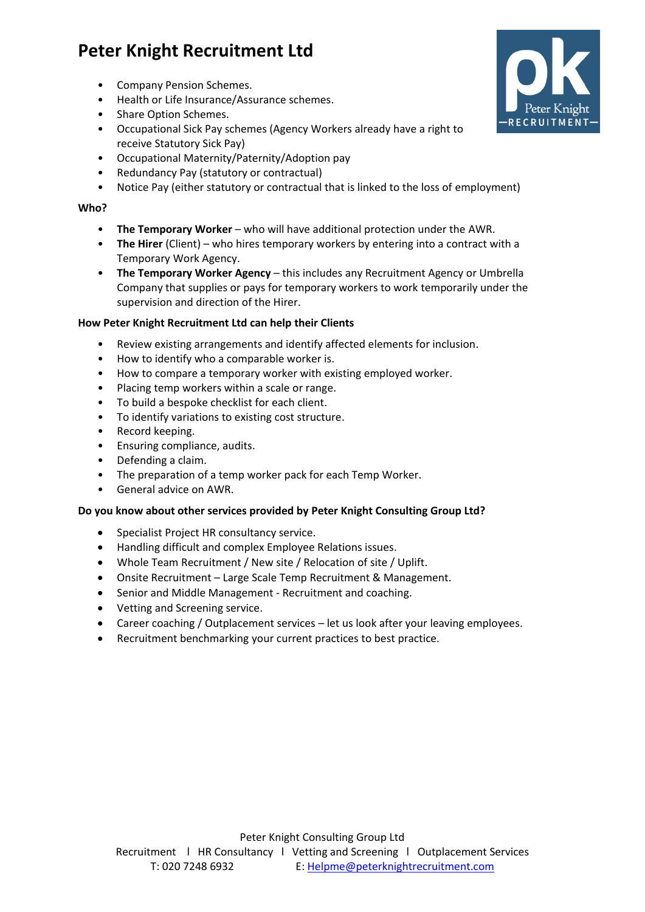- Company Pension Schemes.
- Health or Life Insurance/Assurance schemes.
- Share Option Schemes.
- Occupational Sick Pay schemes (Agency Workers already have a right to receive Statutory Sick Pay)
- Occupational Maternity/Paternity/Adoption pay
- Redundancy Pay (statutory or contractual)
- Notice Pay (either statutory or contractual that is linked to the loss of employment)

**Who?**

- **The Temporary Worker** – who will have additional protection under the AWR.
- **The Hirer** (Client) – who hires temporary workers by entering into a contract with a Temporary Work Agency.
- **The Temporary Worker Agency** – this includes any Recruitment Agency or Umbrella Company that supplies or pays for temporary workers to work temporarily under the supervision and direction of the Hirer.

**How Peter Knight Recruitment Ltd can help their Clients**

- Review existing arrangements and identify affected elements for inclusion.
- How to identify who a comparable worker is.
- How to compare a temporary worker with existing employed worker.
- Placing temp workers within a scale or range.
- To build a bespoke checklist for each client.
- To identify variations to existing cost structure.
- Record keeping.
- Ensuring compliance, audits.
- Defending a claim.
- The preparation of a temp worker pack for each Temp Worker.
- General advice on AWR.

**Do you know about other services provided by Peter Knight Consulting Group Ltd?**

- Specialist Project HR consultancy service.
- Handling difficult and complex Employee Relations issues.
- Whole Team Recruitment / New site / Relocation of site / Uplift.
- Onsite Recruitment – Large Scale Temp Recruitment & Management.
- Senior and Middle Management - Recruitment and coaching.
- Vetting and Screening service.
- Career coaching / Outplacement services – let us look after your leaving employees.
- Recruitment benchmarking your current practices to best practice.